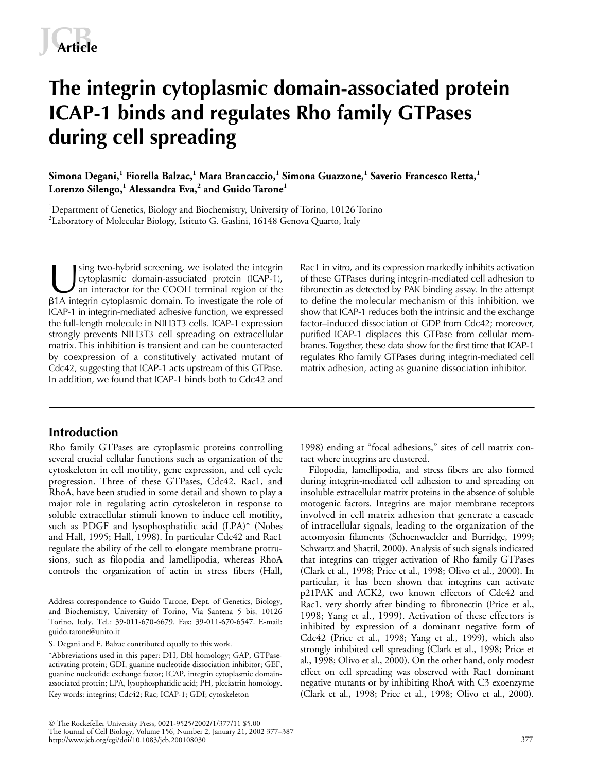Article

# The integrin cytoplasmic domain-associated protein ICAP-1 binds and regulates Rho family GTPases during cell spreading

**Simona Degani,[1] Fiorella Balzac,[1] Mara Brancaccio,[1] Simona Guazzone,[1] Saverio Francesco Retta,[1] Lorenzo Silengo,[1] Alessandra Eva,[2] and Guido Tarone[1]**

[1]Department of Genetics, Biology and Biochemistry, University of Torino, 10126 Torino
[2]Laboratory of Molecular Biology, Istituto G. Gaslini, 16148 Genova Quarto, Italy

Using two-hybrid screening, we isolated the integrin cytoplasmic domain-associated protein (ICAP-1), an interactor for the COOH terminal region of the β1A integrin cytoplasmic domain. To investigate the role of ICAP-1 in integrin-mediated adhesive function, we expressed the full-length molecule in NIH3T3 cells. ICAP-1 expression strongly prevents NIH3T3 cell spreading on extracellular matrix. This inhibition is transient and can be counteracted by coexpression of a constitutively activated mutant of Cdc42, suggesting that ICAP-1 acts upstream of this GTPase. In addition, we found that ICAP-1 binds both to Cdc42 and Rac1 in vitro, and its expression markedly inhibits activation of these GTPases during integrin-mediated cell adhesion to fibronectin as detected by PAK binding assay. In the attempt to define the molecular mechanism of this inhibition, we show that ICAP-1 reduces both the intrinsic and the exchange factor–induced dissociation of GDP from Cdc42; moreover, purified ICAP-1 displaces this GTPase from cellular membranes. Together, these data show for the first time that ICAP-1 regulates Rho family GTPases during integrin-mediated cell matrix adhesion, acting as guanine dissociation inhibitor.

## Introduction

Rho family GTPases are cytoplasmic proteins controlling several crucial cellular functions such as organization of the cytoskeleton in cell motility, gene expression, and cell cycle progression. Three of these GTPases, Cdc42, Rac1, and RhoA, have been studied in some detail and shown to play a major role in regulating actin cytoskeleton in response to soluble extracellular stimuli known to induce cell motility, such as PDGF and lysophosphatidic acid (LPA)* (Nobes and Hall, 1995; Hall, 1998). In particular Cdc42 and Rac1 regulate the ability of the cell to elongate membrane protrusions, such as filopodia and lamellipodia, whereas RhoA controls the organization of actin in stress fibers (Hall, 1998) ending at "focal adhesions," sites of cell matrix contact where integrins are clustered.

Filopodia, lamellipodia, and stress fibers are also formed during integrin-mediated cell adhesion to and spreading on insoluble extracellular matrix proteins in the absence of soluble motogenic factors. Integrins are major membrane receptors involved in cell matrix adhesion that generate a cascade of intracellular signals, leading to the organization of the actomyosin filaments (Schoenwaelder and Burridge, 1999; Schwartz and Shattil, 2000). Analysis of such signals indicated that integrins can trigger activation of Rho family GTPases (Clark et al., 1998; Price et al., 1998; Olivo et al., 2000). In particular, it has been shown that integrins can activate p21PAK and ACK2, two known effectors of Cdc42 and Rac1, very shortly after binding to fibronectin (Price et al., 1998; Yang et al., 1999). Activation of these effectors is inhibited by expression of a dominant negative form of Cdc42 (Price et al., 1998; Yang et al., 1999), which also strongly inhibited cell spreading (Clark et al., 1998; Price et al., 1998; Olivo et al., 2000). On the other hand, only modest effect on cell spreading was observed with Rac1 dominant negative mutants or by inhibiting RhoA with C3 exoenzyme (Clark et al., 1998; Price et al., 1998; Olivo et al., 2000).

Address correspondence to Guido Tarone, Dept. of Genetics, Biology, and Biochemistry, University of Torino, Via Santena 5 bis, 10126 Torino, Italy. Tel.: 39-011-670-6679. Fax: 39-011-670-6547. E-mail: guido.tarone@unito.it

S. Degani and F. Balzac contributed equally to this work.

*Abbreviations used in this paper: DH, Dbl homology; GAP, GTPase-activating protein; GDI, guanine nucleotide dissociation inhibitor; GEF, guanine nucleotide exchange factor; ICAP, integrin cytoplasmic domain-associated protein; LPA, lysophosphatidic acid; PH, pleckstrin homology.

Key words: integrins; Cdc42; Rac; ICAP-1; GDI; cytoskeleton

© The Rockefeller University Press, 0021-9525/2002/1/377/11 $5.00
http://www.jcb.org/cgi/doi/10.1083/jcb.200108030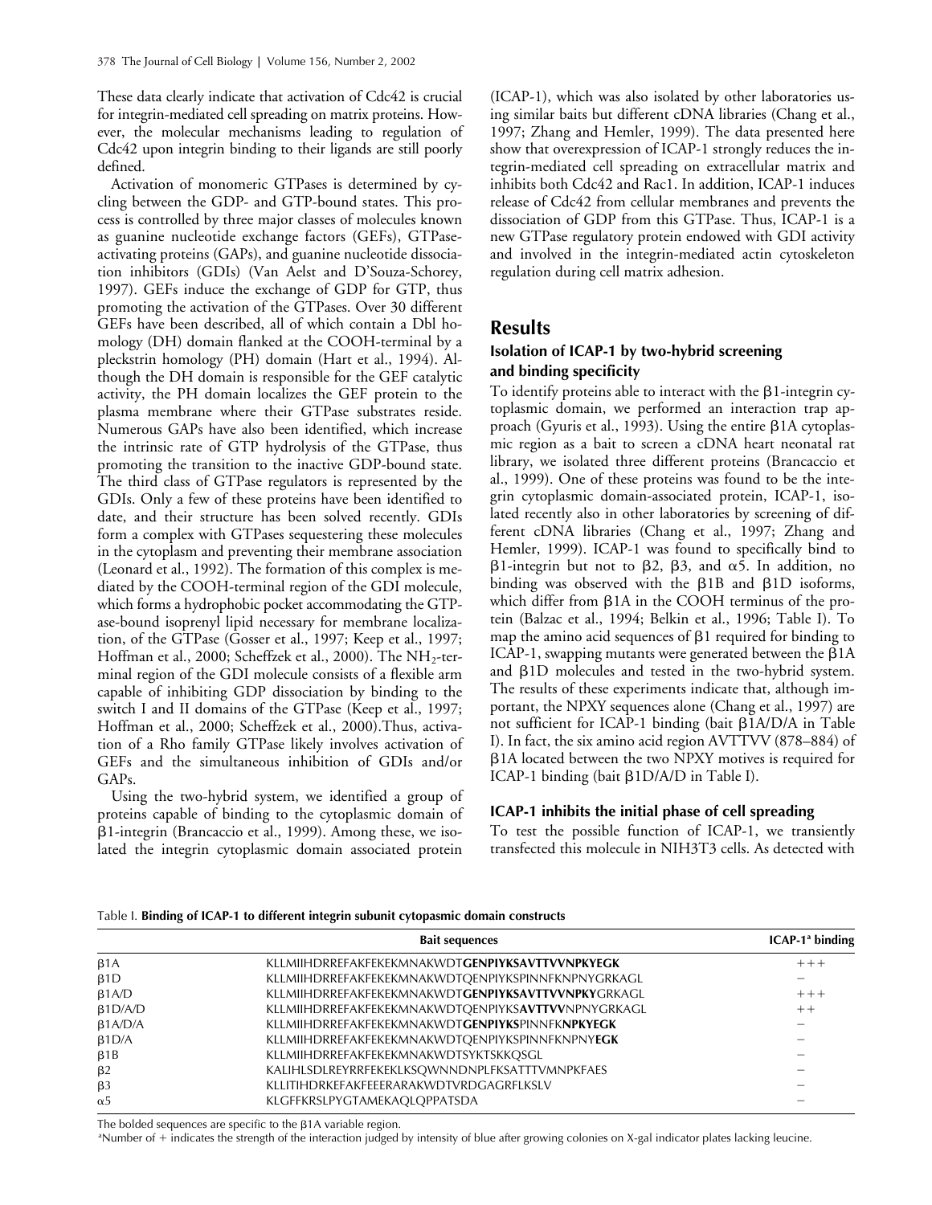These data clearly indicate that activation of Cdc42 is crucial for integrin-mediated cell spreading on matrix proteins. However, the molecular mechanisms leading to regulation of Cdc42 upon integrin binding to their ligands are still poorly defined.

Activation of monomeric GTPases is determined by cycling between the GDP- and GTP-bound states. This process is controlled by three major classes of molecules known as guanine nucleotide exchange factors (GEFs), GTPase-activating proteins (GAPs), and guanine nucleotide dissociation inhibitors (GDIs) (Van Aelst and D'Souza-Schorey, 1997). GEFs induce the exchange of GDP for GTP, thus promoting the activation of the GTPases. Over 30 different GEFs have been described, all of which contain a Dbl homology (DH) domain flanked at the COOH-terminal by a pleckstrin homology (PH) domain (Hart et al., 1994). Although the DH domain is responsible for the GEF catalytic activity, the PH domain localizes the GEF protein to the plasma membrane where their GTPase substrates reside. Numerous GAPs have also been identified, which increase the intrinsic rate of GTP hydrolysis of the GTPase, thus promoting the transition to the inactive GDP-bound state. The third class of GTPase regulators is represented by the GDIs. Only a few of these proteins have been identified to date, and their structure has been solved recently. GDIs form a complex with GTPases sequestering these molecules in the cytoplasm and preventing their membrane association (Leonard et al., 1992). The formation of this complex is mediated by the COOH-terminal region of the GDI molecule, which forms a hydrophobic pocket accommodating the GTPase-bound isoprenyl lipid necessary for membrane localization, of the GTPase (Gosser et al., 1997; Keep et al., 1997; Hoffman et al., 2000; Scheffzek et al., 2000). The $NH_2$-terminal region of the GDI molecule consists of a flexible arm capable of inhibiting GDP dissociation by binding to the switch I and II domains of the GTPase (Keep et al., 1997; Hoffman et al., 2000; Scheffzek et al., 2000). Thus, activation of a Rho family GTPase likely involves activation of GEFs and the simultaneous inhibition of GDIs and/or GAPs.

Using the two-hybrid system, we identified a group of proteins capable of binding to the cytoplasmic domain of β1-integrin (Brancaccio et al., 1999). Among these, we isolated the integrin cytoplasmic domain associated protein (ICAP-1), which was also isolated by other laboratories using similar baits but different cDNA libraries (Chang et al., 1997; Zhang and Hemler, 1999). The data presented here show that overexpression of ICAP-1 strongly reduces the integrin-mediated cell spreading on extracellular matrix and inhibits both Cdc42 and Rac1. In addition, ICAP-1 induces release of Cdc42 from cellular membranes and prevents the dissociation of GDP from this GTPase. Thus, ICAP-1 is a new GTPase regulatory protein endowed with GDI activity and involved in the integrin-mediated actin cytoskeleton regulation during cell matrix adhesion.

## Results

### Isolation of ICAP-1 by two-hybrid screening and binding specificity

To identify proteins able to interact with the β1-integrin cytoplasmic domain, we performed an interaction trap approach (Gyuris et al., 1993). Using the entire β1A cytoplasmic region as a bait to screen a cDNA heart neonatal rat library, we isolated three different proteins (Brancaccio et al., 1999). One of these proteins was found to be the integrin cytoplasmic domain-associated protein, ICAP-1, isolated recently also in other laboratories by screening of different cDNA libraries (Chang et al., 1997; Zhang and Hemler, 1999). ICAP-1 was found to specifically bind to β1-integrin but not to β2, β3, and α5. In addition, no binding was observed with the β1B and β1D isoforms, which differ from β1A in the COOH terminus of the protein (Balzac et al., 1994; Belkin et al., 1996; Table I). To map the amino acid sequences of β1 required for binding to ICAP-1, swapping mutants were generated between the β1A and β1D molecules and tested in the two-hybrid system. The results of these experiments indicate that, although important, the NPXY sequences alone (Chang et al., 1997) are not sufficient for ICAP-1 binding (bait β1A/D/A in Table I). In fact, the six amino acid region AVTTVV (878–884) of β1A located between the two NPXY motives is required for ICAP-1 binding (bait β1D/A/D in Table I).

### ICAP-1 inhibits the initial phase of cell spreading

To test the possible function of ICAP-1, we transiently transfected this molecule in NIH3T3 cells. As detected with

Table I. **Binding of ICAP-1 to different integrin subunit cytopasmic domain constructs**

| | Bait sequences | ICAP-1[a] binding |
|---|---|---|
| β1A | KLLMIIHDRREFAKFEKEKMNAKWDT**GENPIYKSAVTTVVNPKYEGK** | +++ |
| β1D | KLLMIIHDRREFAKFEKEKMNAKWDTQENPIYKSPINNFKNPNYGRKAGL | − |
| β1A/D | KLLMIIHDRREFAKFEKEKMNAKWDT**GENPIYKSAVTTVVNPKY**GRKAGL | +++ |
| β1D/A/D | KLLMIIHDRREFAKFEKEKMNAKWDTQENPIYKS**AVTTVV**NPNYGRKAGL | ++ |
| β1A/D/A | KLLMIIHDRREFAKFEKEKMNAKWDT**GENPIYKS**PINNFK**NPKYEGK** | − |
| β1D/A | KLLMIIHDRREFAKFEKEKMNAKWDTQENPIYKSPINNFKNPNY**EGK** | − |
| β1B | KLLMIIHDRREFAKFEKEKMNAKWDTSYKTSKKQSGL | − |
| β2 | KALIHLSDLREYRRFEKEKLKSQWNNDNPLFKSATTTVMNPKFAES | − |
| β3 | KLLITIHDRKEFAKFEEERARAKWDTVRDGAGRFLKSLV | − |
| α5 | KLGFFKRSLPYGTAMEKAQLQPPATSDA | − |

The bolded sequences are specific to the β1A variable region.

[a]Number of + indicates the strength of the interaction judged by intensity of blue after growing colonies on X-gal indicator plates lacking leucine.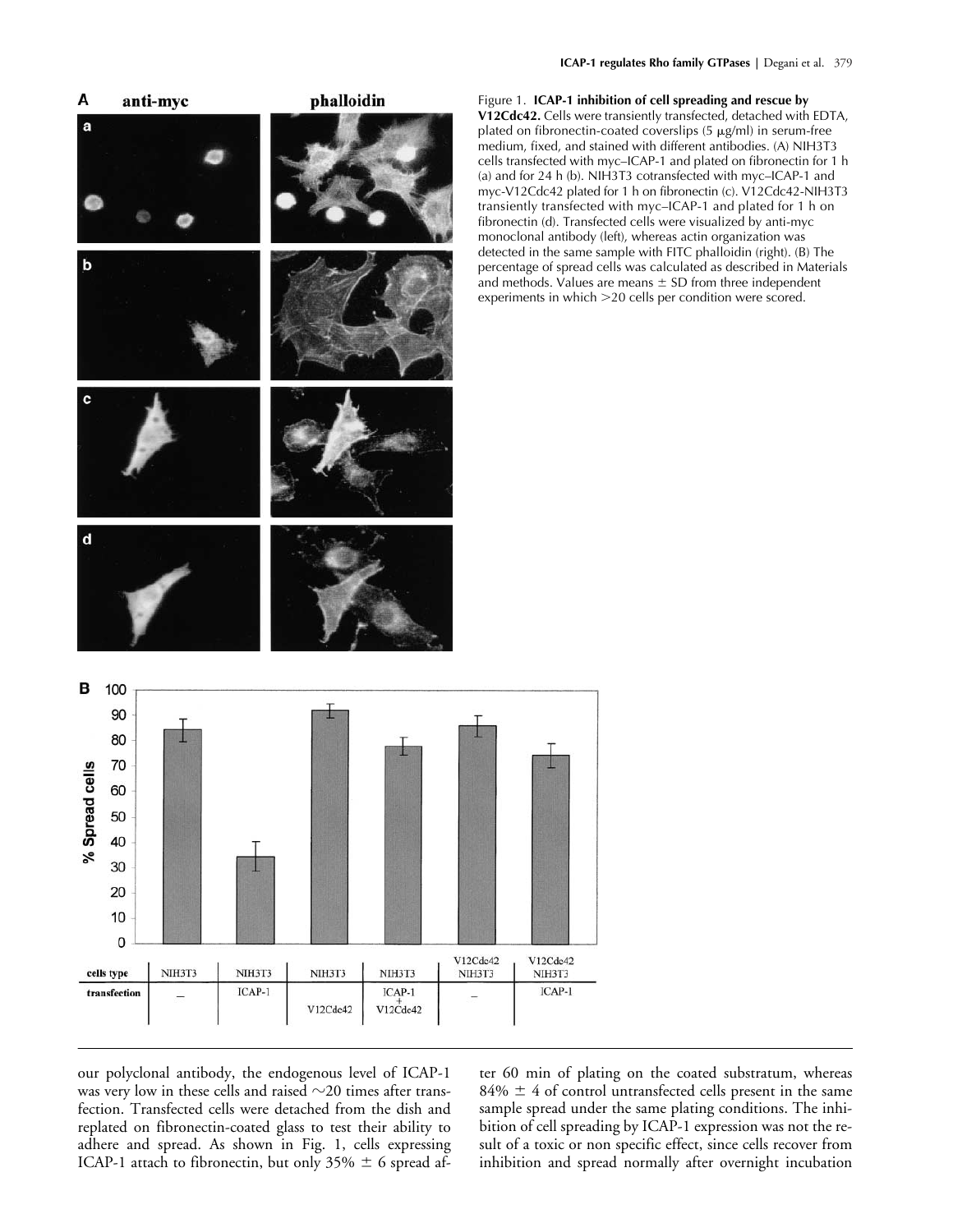Figure 1. **ICAP-1 inhibition of cell spreading and rescue by V12Cdc42.** Cells were transiently transfected, detached with EDTA, plated on fibronectin-coated coverslips (5 μg/ml) in serum-free medium, fixed, and stained with different antibodies. (A) NIH3T3 cells transfected with myc–ICAP-1 and plated on fibronectin for 1 h (a) and for 24 h (b). NIH3T3 cotransfected with myc–ICAP-1 and myc-V12Cdc42 plated for 1 h on fibronectin (c). V12Cdc42-NIH3T3 transiently transfected with myc–ICAP-1 and plated for 1 h on fibronectin (d). Transfected cells were visualized by anti-myc monoclonal antibody (left), whereas actin organization was detected in the same sample with FITC phalloidin (right). (B) The percentage of spread cells was calculated as described in Materials and methods. Values are means ± SD from three independent experiments in which >20 cells per condition were scored.

our polyclonal antibody, the endogenous level of ICAP-1 was very low in these cells and raised ~20 times after transfection. Transfected cells were detached from the dish and replated on fibronectin-coated glass to test their ability to adhere and spread. As shown in Fig. 1, cells expressing ICAP-1 attach to fibronectin, but only 35% ± 6 spread after 60 min of plating on the coated substratum, whereas 84% ± 4 of control untransfected cells present in the same sample spread under the same plating conditions. The inhibition of cell spreading by ICAP-1 expression was not the result of a toxic or non specific effect, since cells recover from inhibition and spread normally after overnight incubation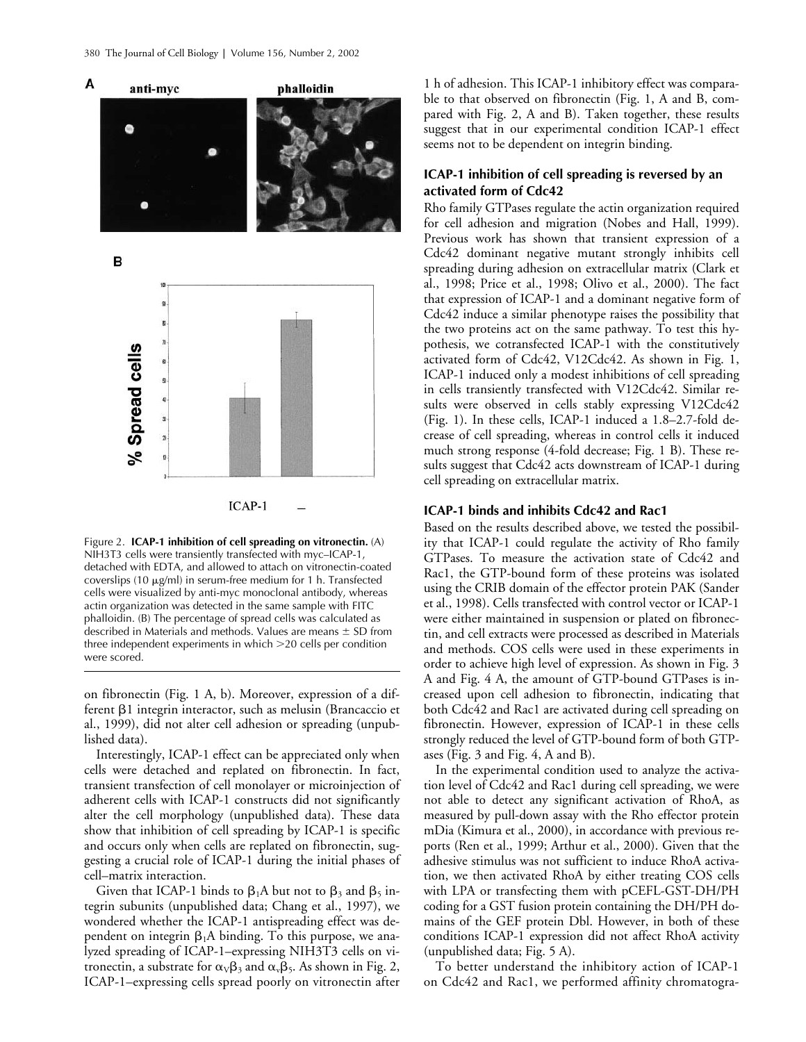A

anti-myc phalloidin

B

% Spread cells

ICAP-1 –

Figure 2. **ICAP-1 inhibition of cell spreading on vitronectin.** (A) NIH3T3 cells were transiently transfected with myc–ICAP-1, detached with EDTA, and allowed to attach on vitronectin-coated coverslips (10 μg/ml) in serum-free medium for 1 h. Transfected cells were visualized by anti-myc monoclonal antibody, whereas actin organization was detected in the same sample with FITC phalloidin. (B) The percentage of spread cells was calculated as described in Materials and methods. Values are means ± SD from three independent experiments in which >20 cells per condition were scored.

on fibronectin (Fig. 1 A, b). Moreover, expression of a different $\beta$1 integrin interactor, such as melusin (Brancaccio et al., 1999), did not alter cell adhesion or spreading (unpublished data).

Interestingly, ICAP-1 effect can be appreciated only when cells were detached and replated on fibronectin. In fact, transient transfection of cell monolayer or microinjection of adherent cells with ICAP-1 constructs did not significantly alter the cell morphology (unpublished data). These data show that inhibition of cell spreading by ICAP-1 is specific and occurs only when cells are replated on fibronectin, suggesting a crucial role of ICAP-1 during the initial phases of cell–matrix interaction.

Given that ICAP-1 binds to $\beta_1$A but not to $\beta_3$ and $\beta_5$ integrin subunits (unpublished data; Chang et al., 1997), we wondered whether the ICAP-1 antispreading effect was dependent on integrin $\beta_1$A binding. To this purpose, we analyzed spreading of ICAP-1–expressing NIH3T3 cells on vitronectin, a substrate for $\alpha_V\beta_3$ and $\alpha_v\beta_5$. As shown in Fig. 2, ICAP-1–expressing cells spread poorly on vitronectin after 1 h of adhesion. This ICAP-1 inhibitory effect was comparable to that observed on fibronectin (Fig. 1, A and B, compared with Fig. 2, A and B). Taken together, these results suggest that in our experimental condition ICAP-1 effect seems not to be dependent on integrin binding.

### ICAP-1 inhibition of cell spreading is reversed by an activated form of Cdc42

Rho family GTPases regulate the actin organization required for cell adhesion and migration (Nobes and Hall, 1999). Previous work has shown that transient expression of a Cdc42 dominant negative mutant strongly inhibits cell spreading during adhesion on extracellular matrix (Clark et al., 1998; Price et al., 1998; Olivo et al., 2000). The fact that expression of ICAP-1 and a dominant negative form of Cdc42 induce a similar phenotype raises the possibility that the two proteins act on the same pathway. To test this hypothesis, we cotransfected ICAP-1 with the constitutively activated form of Cdc42, V12Cdc42. As shown in Fig. 1, ICAP-1 induced only a modest inhibitions of cell spreading in cells transiently transfected with V12Cdc42. Similar results were observed in cells stably expressing V12Cdc42 (Fig. 1). In these cells, ICAP-1 induced a 1.8–2.7-fold decrease of cell spreading, whereas in control cells it induced much strong response (4-fold decrease; Fig. 1 B). These results suggest that Cdc42 acts downstream of ICAP-1 during cell spreading on extracellular matrix.

### ICAP-1 binds and inhibits Cdc42 and Rac1

Based on the results described above, we tested the possibility that ICAP-1 could regulate the activity of Rho family GTPases. To measure the activation state of Cdc42 and Rac1, the GTP-bound form of these proteins was isolated using the CRIB domain of the effector protein PAK (Sander et al., 1998). Cells transfected with control vector or ICAP-1 were either maintained in suspension or plated on fibronectin, and cell extracts were processed as described in Materials and methods. COS cells were used in these experiments in order to achieve high level of expression. As shown in Fig. 3 A and Fig. 4 A, the amount of GTP-bound GTPases is increased upon cell adhesion to fibronectin, indicating that both Cdc42 and Rac1 are activated during cell spreading on fibronectin. However, expression of ICAP-1 in these cells strongly reduced the level of GTP-bound form of both GTPases (Fig. 3 and Fig. 4, A and B).

In the experimental condition used to analyze the activation level of Cdc42 and Rac1 during cell spreading, we were not able to detect any significant activation of RhoA, as measured by pull-down assay with the Rho effector protein mDia (Kimura et al., 2000), in accordance with previous reports (Ren et al., 1999; Arthur et al., 2000). Given that the adhesive stimulus was not sufficient to induce RhoA activation, we then activated RhoA by either treating COS cells with LPA or transfecting them with pCEFL-GST-DH/PH coding for a GST fusion protein containing the DH/PH domains of the GEF protein Dbl. However, in both of these conditions ICAP-1 expression did not affect RhoA activity (unpublished data; Fig. 5 A).

To better understand the inhibitory action of ICAP-1 on Cdc42 and Rac1, we performed affinity chromatogra-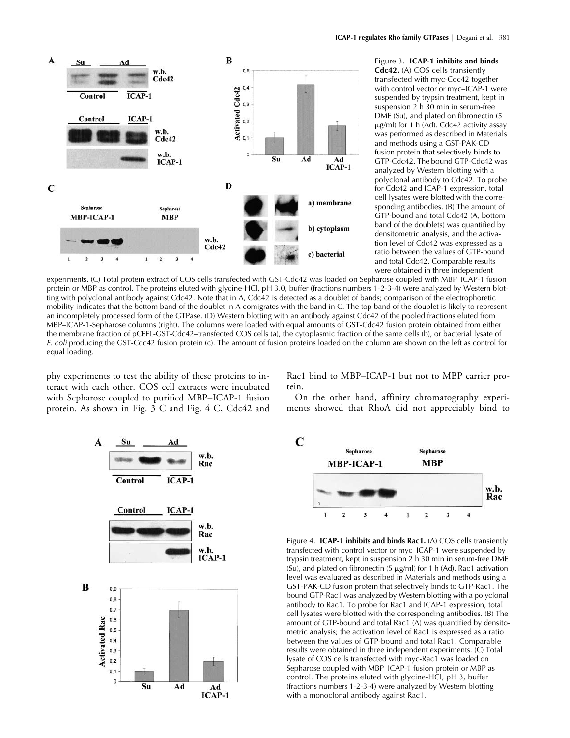Figure 3. **ICAP-1 inhibits and binds Cdc42.** (A) COS cells transiently transfected with myc-Cdc42 together with control vector or myc–ICAP-1 were suspended by trypsin treatment, kept in suspension 2 h 30 min in serum-free DME (Su), and plated on fibronectin (5 μg/ml) for 1 h (Ad). Cdc42 activity assay was performed as described in Materials and methods using a GST-PAK-CD fusion protein that selectively binds to GTP-Cdc42. The bound GTP-Cdc42 was analyzed by Western blotting with a polyclonal antibody to Cdc42. To probe for Cdc42 and ICAP-1 expression, total cell lysates were blotted with the corresponding antibodies. (B) The amount of GTP-bound and total Cdc42 (A, bottom band of the doublets) was quantified by densitometric analysis, and the activation level of Cdc42 was expressed as a ratio between the values of GTP-bound and total Cdc42. Comparable results were obtained in three independent experiments. (C) Total protein extract of COS cells transfected with GST-Cdc42 was loaded on Sepharose coupled with MBP–ICAP-1 fusion protein or MBP as control. The proteins eluted with glycine-HCl, pH 3.0, buffer (fractions numbers 1-2-3-4) were analyzed by Western blotting with polyclonal antibody against Cdc42. Note that in A, Cdc42 is detected as a doublet of bands; comparison of the electrophoretic mobility indicates that the bottom band of the doublet in A comigrates with the band in C. The top band of the doublet is likely to represent an incompletely processed form of the GTPase. (D) Western blotting with an antibody against Cdc42 of the pooled fractions eluted from MBP–ICAP-1-Sepharose columns (right). The columns were loaded with equal amounts of GST-Cdc42 fusion protein obtained from either the membrane fraction of pCEFL-GST-Cdc42–transfected COS cells (a), the cytoplasmic fraction of the same cells (b), or bacterial lysate of *E. coli* producing the GST-Cdc42 fusion protein (c). The amount of fusion proteins loaded on the column are shown on the left as control for equal loading.

phy experiments to test the ability of these proteins to interact with each other. COS cell extracts were incubated with Sepharose coupled to purified MBP–ICAP-1 fusion protein. As shown in Fig. 3 C and Fig. 4 C, Cdc42 and Rac1 bind to MBP–ICAP-1 but not to MBP carrier protein.

On the other hand, affinity chromatography experiments showed that RhoA did not appreciably bind to

Figure 4. **ICAP-1 inhibits and binds Rac1.** (A) COS cells transiently transfected with control vector or myc–ICAP-1 were suspended by trypsin treatment, kept in suspension 2 h 30 min in serum-free DME (Su), and plated on fibronectin (5 μg/ml) for 1 h (Ad). Rac1 activation level was evaluated as described in Materials and methods using a GST-PAK-CD fusion protein that selectively binds to GTP-Rac1. The bound GTP-Rac1 was analyzed by Western blotting with a polyclonal antibody to Rac1. To probe for Rac1 and ICAP-1 expression, total cell lysates were blotted with the corresponding antibodies. (B) The amount of GTP-bound and total Rac1 (A) was quantified by densitometric analysis; the activation level of Rac1 is expressed as a ratio between the values of GTP-bound and total Rac1. Comparable results were obtained in three independent experiments. (C) Total lysate of COS cells transfected with myc-Rac1 was loaded on Sepharose coupled with MBP–ICAP-1 fusion protein or MBP as control. The proteins eluted with glycine-HCl, pH 3, buffer (fractions numbers 1-2-3-4) were analyzed by Western blotting with a monoclonal antibody against Rac1.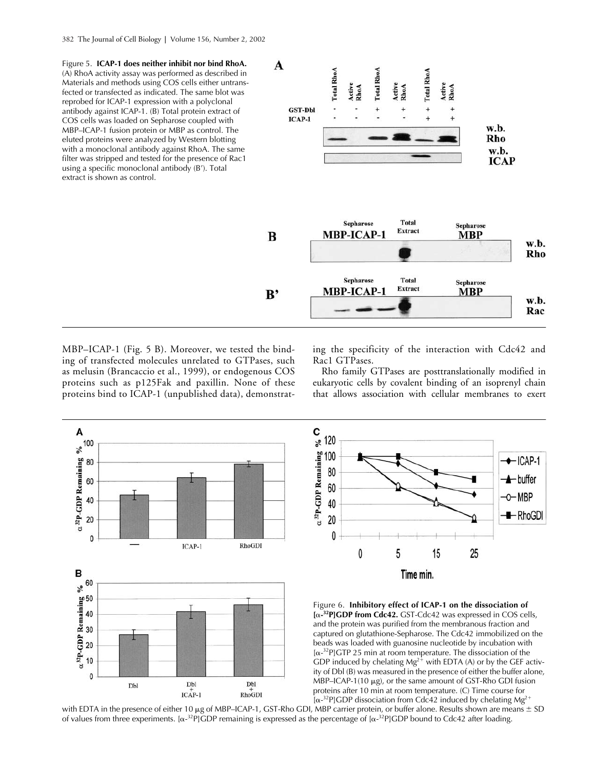Figure 5. **ICAP-1 does neither inhibit nor bind RhoA.** (A) RhoA activity assay was performed as described in Materials and methods using COS cells either untransfected or transfected as indicated. The same blot was reprobed for ICAP-1 expression with a polyclonal antibody against ICAP-1. (B) Total protein extract of COS cells was loaded on Sepharose coupled with MBP–ICAP-1 fusion protein or MBP as control. The eluted proteins were analyzed by Western blotting with a monoclonal antibody against RhoA. The same filter was stripped and tested for the presence of Rac1 using a specific monoclonal antibody (B′). Total extract is shown as control.

MBP–ICAP-1 (Fig. 5 B). Moreover, we tested the binding of transfected molecules unrelated to GTPases, such as melusin (Brancaccio et al., 1999), or endogenous COS proteins such as p125Fak and paxillin. None of these proteins bind to ICAP-1 (unpublished data), demonstrating the specificity of the interaction with Cdc42 and Rac1 GTPases.

Rho family GTPases are posttranslationally modified in eukaryotic cells by covalent binding of an isoprenyl chain that allows association with cellular membranes to exert

Figure 6. **Inhibitory effect of ICAP-1 on the dissociation of [α-$^{32}$P]GDP from Cdc42.** GST-Cdc42 was expressed in COS cells, and the protein was purified from the membranous fraction and captured on glutathione-Sepharose. The Cdc42 immobilized on the beads was loaded with guanosine nucleotide by incubation with [α-$^{32}$P]GTP 25 min at room temperature. The dissociation of the GDP induced by chelating $Mg^{2+}$ with EDTA (A) or by the GEF activity of Dbl (B) was measured in the presence of either the buffer alone, MBP–ICAP-1(10 μg), or the same amount of GST-Rho GDI fusion proteins after 10 min at room temperature. (C) Time course for [α-$^{32}$P]GDP dissociation from Cdc42 induced by chelating $Mg^{2+}$ with EDTA in the presence of either 10 μg of MBP–ICAP-1, GST-Rho GDI, MBP carrier protein, or buffer alone. Results shown are means ± SD of values from three experiments. [α-$^{32}$P]GDP remaining is expressed as the percentage of [α-$^{32}$P]GDP bound to Cdc42 after loading.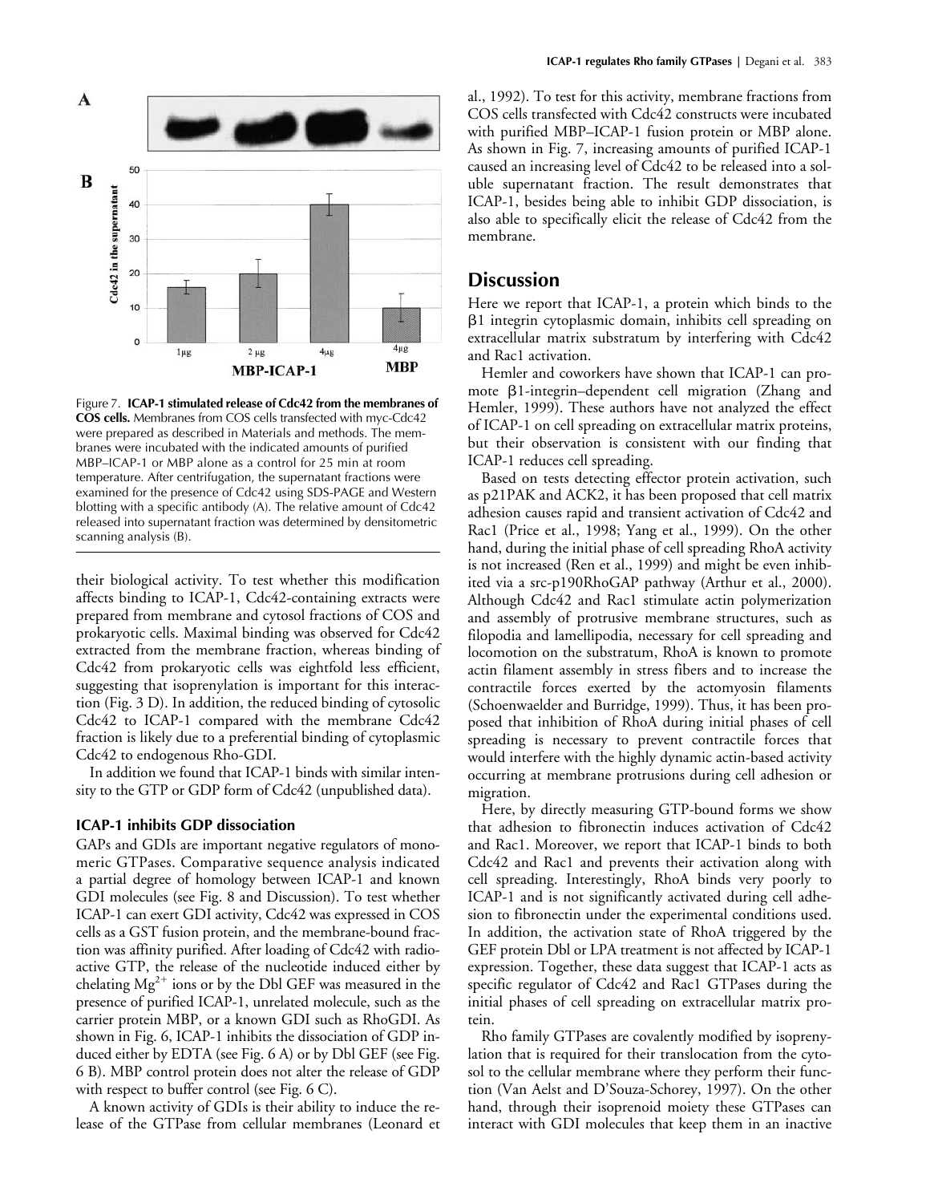Figure 7. **ICAP-1 stimulated release of Cdc42 from the membranes of COS cells.** Membranes from COS cells transfected with myc-Cdc42 were prepared as described in Materials and methods. The membranes were incubated with the indicated amounts of purified MBP–ICAP-1 or MBP alone as a control for 25 min at room temperature. After centrifugation, the supernatant fractions were examined for the presence of Cdc42 using SDS-PAGE and Western blotting with a specific antibody (A). The relative amount of Cdc42 released into supernatant fraction was determined by densitometric scanning analysis (B).

their biological activity. To test whether this modification affects binding to ICAP-1, Cdc42-containing extracts were prepared from membrane and cytosol fractions of COS and prokaryotic cells. Maximal binding was observed for Cdc42 extracted from the membrane fraction, whereas binding of Cdc42 from prokaryotic cells was eightfold less efficient, suggesting that isoprenylation is important for this interaction (Fig. 3 D). In addition, the reduced binding of cytosolic Cdc42 to ICAP-1 compared with the membrane Cdc42 fraction is likely due to a preferential binding of cytoplasmic Cdc42 to endogenous Rho-GDI.

In addition we found that ICAP-1 binds with similar intensity to the GTP or GDP form of Cdc42 (unpublished data).

### ICAP-1 inhibits GDP dissociation

GAPs and GDIs are important negative regulators of monomeric GTPases. Comparative sequence analysis indicated a partial degree of homology between ICAP-1 and known GDI molecules (see Fig. 8 and Discussion). To test whether ICAP-1 can exert GDI activity, Cdc42 was expressed in COS cells as a GST fusion protein, and the membrane-bound fraction was affinity purified. After loading of Cdc42 with radioactive GTP, the release of the nucleotide induced either by chelating $Mg^{2+}$ ions or by the Dbl GEF was measured in the presence of purified ICAP-1, unrelated molecule, such as the carrier protein MBP, or a known GDI such as RhoGDI. As shown in Fig. 6, ICAP-1 inhibits the dissociation of GDP induced either by EDTA (see Fig. 6 A) or by Dbl GEF (see Fig. 6 B). MBP control protein does not alter the release of GDP with respect to buffer control (see Fig. 6 C).

A known activity of GDIs is their ability to induce the release of the GTPase from cellular membranes (Leonard et al., 1992). To test for this activity, membrane fractions from COS cells transfected with Cdc42 constructs were incubated with purified MBP–ICAP-1 fusion protein or MBP alone. As shown in Fig. 7, increasing amounts of purified ICAP-1 caused an increasing level of Cdc42 to be released into a soluble supernatant fraction. The result demonstrates that ICAP-1, besides being able to inhibit GDP dissociation, is also able to specifically elicit the release of Cdc42 from the membrane.

## Discussion

Here we report that ICAP-1, a protein which binds to the β1 integrin cytoplasmic domain, inhibits cell spreading on extracellular matrix substratum by interfering with Cdc42 and Rac1 activation.

Hemler and coworkers have shown that ICAP-1 can promote β1-integrin–dependent cell migration (Zhang and Hemler, 1999). These authors have not analyzed the effect of ICAP-1 on cell spreading on extracellular matrix proteins, but their observation is consistent with our finding that ICAP-1 reduces cell spreading.

Based on tests detecting effector protein activation, such as p21PAK and ACK2, it has been proposed that cell matrix adhesion causes rapid and transient activation of Cdc42 and Rac1 (Price et al., 1998; Yang et al., 1999). On the other hand, during the initial phase of cell spreading RhoA activity is not increased (Ren et al., 1999) and might be even inhibited via a src-p190RhoGAP pathway (Arthur et al., 2000). Although Cdc42 and Rac1 stimulate actin polymerization and assembly of protrusive membrane structures, such as filopodia and lamellipodia, necessary for cell spreading and locomotion on the substratum, RhoA is known to promote actin filament assembly in stress fibers and to increase the contractile forces exerted by the actomyosin filaments (Schoenwaelder and Burridge, 1999). Thus, it has been proposed that inhibition of RhoA during initial phases of cell spreading is necessary to prevent contractile forces that would interfere with the highly dynamic actin-based activity occurring at membrane protrusions during cell adhesion or migration.

Here, by directly measuring GTP-bound forms we show that adhesion to fibronectin induces activation of Cdc42 and Rac1. Moreover, we report that ICAP-1 binds to both Cdc42 and Rac1 and prevents their activation along with cell spreading. Interestingly, RhoA binds very poorly to ICAP-1 and is not significantly activated during cell adhesion to fibronectin under the experimental conditions used. In addition, the activation state of RhoA triggered by the GEF protein Dbl or LPA treatment is not affected by ICAP-1 expression. Together, these data suggest that ICAP-1 acts as specific regulator of Cdc42 and Rac1 GTPases during the initial phases of cell spreading on extracellular matrix protein.

Rho family GTPases are covalently modified by isoprenylation that is required for their translocation from the cytosol to the cellular membrane where they perform their function (Van Aelst and D'Souza-Schorey, 1997). On the other hand, through their isoprenoid moiety these GTPases can interact with GDI molecules that keep them in an inactive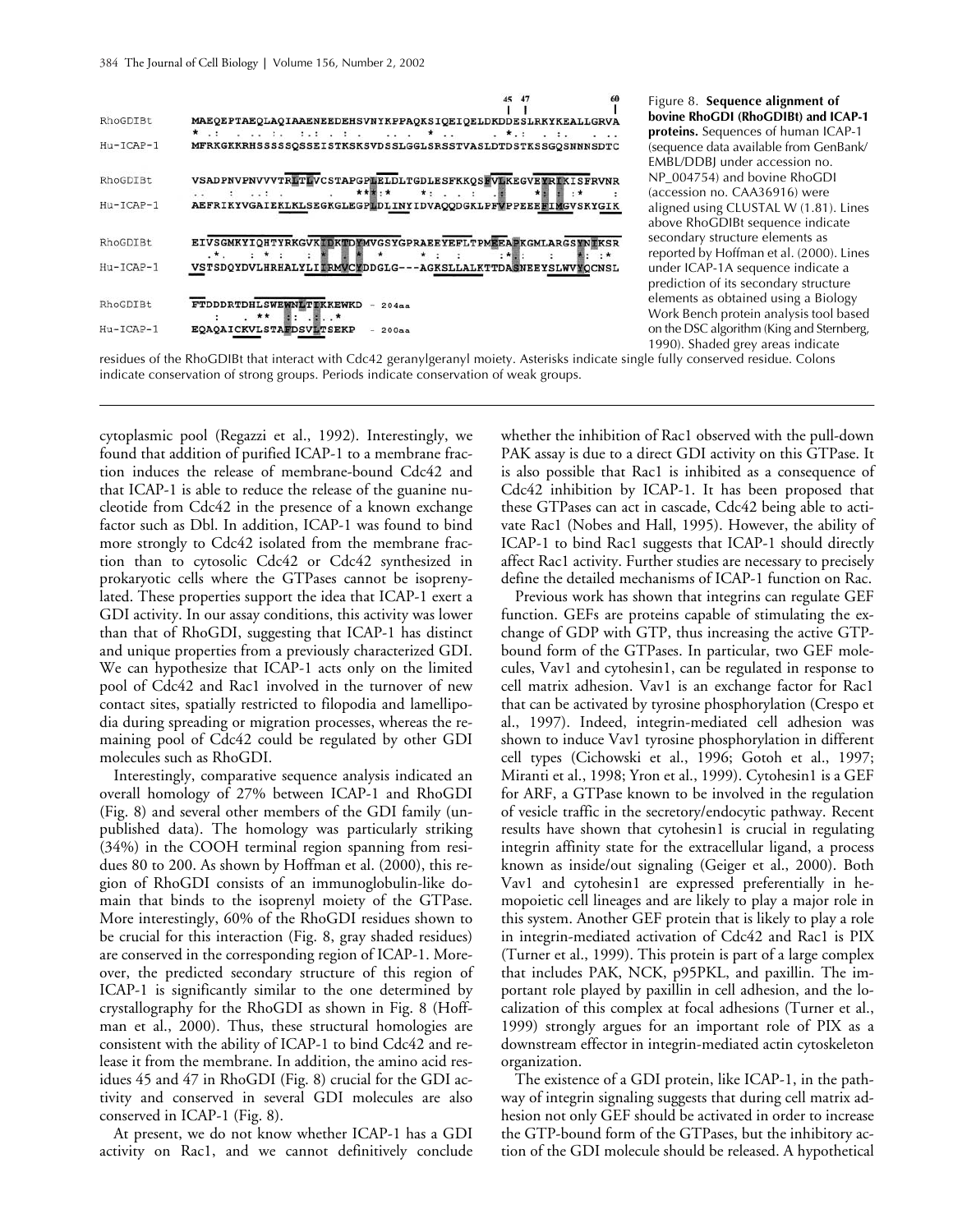```
                                                                    45 47              60
                                                                    |  |                |
RhoGDIBt    MAEQEPTAEQLAQIAAENEEDEHSVNYKPPAQKSIQEIQELDKDDESLRKYKEALLGRVA
            * .:   . .. :.  :.: . : .    .. .  * ..     . *.:  . :.    . ..
Hu-ICAP-1   MFRKGKKRHSSSSSQSSEISTKSKSVDSSLGGLSRSSTVASLDTDSTKSSGQSNNNSDTC

RhoGDIBt    VSADPNVPNVVVTRLTLVCSTAPGPLELDLTGDLESFKKQSFVLKEGVEYRIKISFRVNR
            ..   :  ..: .       .  ***:*    *:  . . .  :      *:  : :*    :
Hu-ICAP-1   AEFRIKYVGAIEKLKLSEGKGLEGPLDLINYIDVAQQDGKLPFVPPEEEFIMGVSKYGIK

RhoGDIBt    EIVSGMKYIQHTYRKGVKIDKTDYMVGSYGPRAEEYEFLTPMEEAPKGMLARGSYNIKSR
            .*.    : * :     :  *   :  *     *  :   :       :*.:    :     *: :*
Hu-ICAP-1   VSTSDQYDVLHRHALYLIIRMVCYDDGLG---AGKSLLALKTTDASNEEYSLWVYQCNSL

RhoGDIBt    FTDDDRTDHLSWEWNLTIKKEWKD  - 204aa
              :    . **   :  . :. .*
Hu-ICAP-1   EQAQAICKVLSTAFDSVLTSEKP   - 200aa
```

Figure 8. **Sequence alignment of bovine RhoGDI (RhoGDIBt) and ICAP-1 proteins.** Sequences of human ICAP-1 (sequence data available from GenBank/EMBL/DDBJ under accession no. NP_004754) and bovine RhoGDI (accession no. CAA36916) were aligned using CLUSTAL W (1.81). Lines above RhoGDIBt sequence indicate secondary structure elements as reported by Hoffman et al. (2000). Lines under ICAP-1A sequence indicate a prediction of its secondary structure elements as obtained using a Biology Work Bench protein analysis tool based on the DSC algorithm (King and Sternberg, 1990). Shaded grey areas indicate residues of the RhoGDIBt that interact with Cdc42 geranylgeranyl moiety. Asterisks indicate single fully conserved residue. Colons indicate conservation of strong groups. Periods indicate conservation of weak groups.

cytoplasmic pool (Regazzi et al., 1992). Interestingly, we found that addition of purified ICAP-1 to a membrane fraction induces the release of membrane-bound Cdc42 and that ICAP-1 is able to reduce the release of the guanine nucleotide from Cdc42 in the presence of a known exchange factor such as Dbl. In addition, ICAP-1 was found to bind more strongly to Cdc42 isolated from the membrane fraction than to cytosolic Cdc42 or Cdc42 synthesized in prokaryotic cells where the GTPases cannot be isoprenylated. These properties support the idea that ICAP-1 exert a GDI activity. In our assay conditions, this activity was lower than that of RhoGDI, suggesting that ICAP-1 has distinct and unique properties from a previously characterized GDI. We can hypothesize that ICAP-1 acts only on the limited pool of Cdc42 and Rac1 involved in the turnover of new contact sites, spatially restricted to filopodia and lamellipodia during spreading or migration processes, whereas the remaining pool of Cdc42 could be regulated by other GDI molecules such as RhoGDI.

Interestingly, comparative sequence analysis indicated an overall homology of 27% between ICAP-1 and RhoGDI (Fig. 8) and several other members of the GDI family (unpublished data). The homology was particularly striking (34%) in the COOH terminal region spanning from residues 80 to 200. As shown by Hoffman et al. (2000), this region of RhoGDI consists of an immunoglobulin-like domain that binds to the isoprenyl moiety of the GTPase. More interestingly, 60% of the RhoGDI residues shown to be crucial for this interaction (Fig. 8, gray shaded residues) are conserved in the corresponding region of ICAP-1. Moreover, the predicted secondary structure of this region of ICAP-1 is significantly similar to the one determined by crystallography for the RhoGDI as shown in Fig. 8 (Hoffman et al., 2000). Thus, these structural homologies are consistent with the ability of ICAP-1 to bind Cdc42 and release it from the membrane. In addition, the amino acid residues 45 and 47 in RhoGDI (Fig. 8) crucial for the GDI activity and conserved in several GDI molecules are also conserved in ICAP-1 (Fig. 8).

At present, we do not know whether ICAP-1 has a GDI activity on Rac1, and we cannot definitively conclude whether the inhibition of Rac1 observed with the pull-down PAK assay is due to a direct GDI activity on this GTPase. It is also possible that Rac1 is inhibited as a consequence of Cdc42 inhibition by ICAP-1. It has been proposed that these GTPases can act in cascade, Cdc42 being able to activate Rac1 (Nobes and Hall, 1995). However, the ability of ICAP-1 to bind Rac1 suggests that ICAP-1 should directly affect Rac1 activity. Further studies are necessary to precisely define the detailed mechanisms of ICAP-1 function on Rac.

Previous work has shown that integrins can regulate GEF function. GEFs are proteins capable of stimulating the exchange of GDP with GTP, thus increasing the active GTP-bound form of the GTPases. In particular, two GEF molecules, Vav1 and cytohesin1, can be regulated in response to cell matrix adhesion. Vav1 is an exchange factor for Rac1 that can be activated by tyrosine phosphorylation (Crespo et al., 1997). Indeed, integrin-mediated cell adhesion was shown to induce Vav1 tyrosine phosphorylation in different cell types (Cichowski et al., 1996; Gotoh et al., 1997; Miranti et al., 1998; Yron et al., 1999). Cytohesin1 is a GEF for ARF, a GTPase known to be involved in the regulation of vesicle traffic in the secretory/endocytic pathway. Recent results have shown that cytohesin1 is crucial in regulating integrin affinity state for the extracellular ligand, a process known as inside/out signaling (Geiger et al., 2000). Both Vav1 and cytohesin1 are expressed preferentially in hemopoietic cell lineages and are likely to play a major role in this system. Another GEF protein that is likely to play a role in integrin-mediated activation of Cdc42 and Rac1 is PIX (Turner et al., 1999). This protein is part of a large complex that includes PAK, NCK, p95PKL, and paxillin. The important role played by paxillin in cell adhesion, and the localization of this complex at focal adhesions (Turner et al., 1999) strongly argues for an important role of PIX as a downstream effector in integrin-mediated actin cytoskeleton organization.

The existence of a GDI protein, like ICAP-1, in the pathway of integrin signaling suggests that during cell matrix adhesion not only GEF should be activated in order to increase the GTP-bound form of the GTPases, but the inhibitory action of the GDI molecule should be released. A hypothetical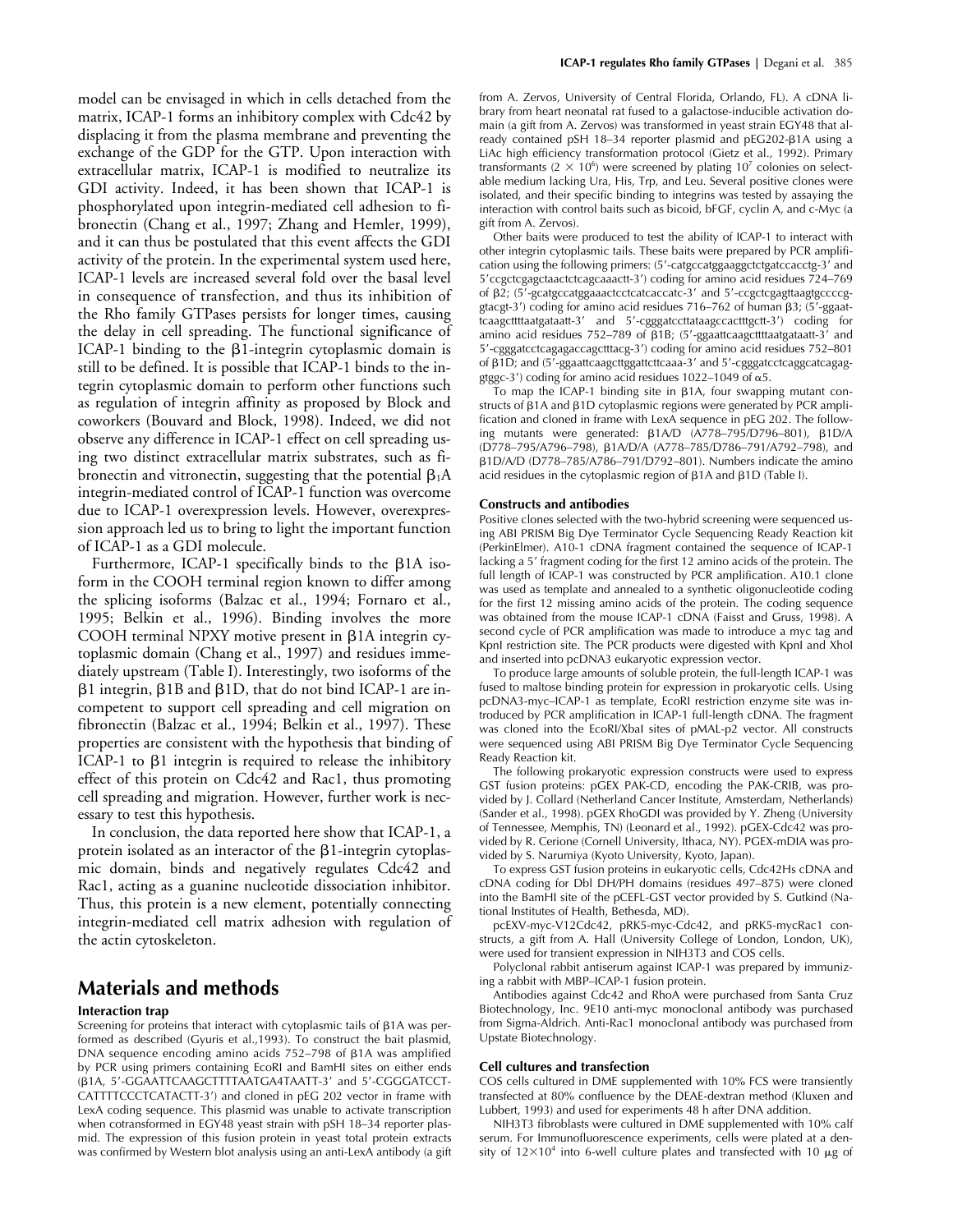model can be envisaged in which in cells detached from the matrix, ICAP-1 forms an inhibitory complex with Cdc42 by displacing it from the plasma membrane and preventing the exchange of the GDP for the GTP. Upon interaction with extracellular matrix, ICAP-1 is modified to neutralize its GDI activity. Indeed, it has been shown that ICAP-1 is phosphorylated upon integrin-mediated cell adhesion to fibronectin (Chang et al., 1997; Zhang and Hemler, 1999), and it can thus be postulated that this event affects the GDI activity of the protein. In the experimental system used here, ICAP-1 levels are increased several fold over the basal level in consequence of transfection, and thus its inhibition of the Rho family GTPases persists for longer times, causing the delay in cell spreading. The functional significance of ICAP-1 binding to the β1-integrin cytoplasmic domain is still to be defined. It is possible that ICAP-1 binds to the integrin cytoplasmic domain to perform other functions such as regulation of integrin affinity as proposed by Block and coworkers (Bouvard and Block, 1998). Indeed, we did not observe any difference in ICAP-1 effect on cell spreading using two distinct extracellular matrix substrates, such as fibronectin and vitronectin, suggesting that the potential $\beta_1$A integrin-mediated control of ICAP-1 function was overcome due to ICAP-1 overexpression levels. However, overexpression approach led us to bring to light the important function of ICAP-1 as a GDI molecule.

Furthermore, ICAP-1 specifically binds to the β1A isoform in the COOH terminal region known to differ among the splicing isoforms (Balzac et al., 1994; Fornaro et al., 1995; Belkin et al., 1996). Binding involves the more COOH terminal NPXY motive present in β1A integrin cytoplasmic domain (Chang et al., 1997) and residues immediately upstream (Table I). Interestingly, two isoforms of the β1 integrin, β1B and β1D, that do not bind ICAP-1 are incompetent to support cell spreading and cell migration on fibronectin (Balzac et al., 1994; Belkin et al., 1997). These properties are consistent with the hypothesis that binding of ICAP-1 to β1 integrin is required to release the inhibitory effect of this protein on Cdc42 and Rac1, thus promoting cell spreading and migration. However, further work is necessary to test this hypothesis.

In conclusion, the data reported here show that ICAP-1, a protein isolated as an interactor of the β1-integrin cytoplasmic domain, binds and negatively regulates Cdc42 and Rac1, acting as a guanine nucleotide dissociation inhibitor. Thus, this protein is a new element, potentially connecting integrin-mediated cell matrix adhesion with regulation of the actin cytoskeleton.

## Materials and methods

### Interaction trap

Screening for proteins that interact with cytoplasmic tails of β1A was performed as described (Gyuris et al.,1993). To construct the bait plasmid, DNA sequence encoding amino acids 752–798 of β1A was amplified by PCR using primers containing EcoRI and BamHI sites on either ends (β1A, 5′-GGAATTCAAGCTTTTAATGA4TAATT-3′ and 5′-CGGGATCCTCATTTTCCCTCATACTT-3′) and cloned in pEG 202 vector in frame with LexA coding sequence. This plasmid was unable to activate transcription when cotransformed in EGY48 yeast strain with pSH 18–34 reporter plasmid. The expression of this fusion protein in yeast total protein extracts was confirmed by Western blot analysis using an anti-LexA antibody (a gift from A. Zervos, University of Central Florida, Orlando, FL). A cDNA library from heart neonatal rat fused to a galactose-inducible activation domain (a gift from A. Zervos) was transformed in yeast strain EGY48 that already contained pSH 18–34 reporter plasmid and pEG202-β1A using a LiAc high efficiency transformation protocol (Gietz et al., 1992). Primary transformants ($2 \times 10^6$) were screened by plating $10^7$ colonies on selectable medium lacking Ura, His, Trp, and Leu. Several positive clones were isolated, and their specific binding to integrins was tested by assaying the interaction with control baits such as bicoid, bFGF, cyclin A, and c-Myc (a gift from A. Zervos).

Other baits were produced to test the ability of ICAP-1 to interact with other integrin cytoplasmic tails. These baits were prepared by PCR amplification using the following primers: (5′-catgccatggaaggctctgatccacctg-3′ and 5′ccgctcgagctaactctcagcaaactt-3′) coding for amino acid residues 724–769 of β2; (5′-gcatgccatggaaactcctcatcaccatc-3′ and 5′-ccgctcgagttaagtgccccggtacgt-3′) coding for amino acid residues 716–762 of human β3; (5′-ggaattcaagcttttaatgataatt-3′ and 5′-cgggatccttataagccactttgctt-3′) coding for amino acid residues 752–789 of β1B; (5′-ggaattcaagcttttaatgataatt-3′ and 5′-cgggatcctcagagaccagctttacg-3′) coding for amino acid residues 752–801 of β1D; and (5′-ggaattcaagcttggattcttcaaa-3′ and 5′-cgggatcctcaggcatcagaggtggc-3′) coding for amino acid residues 1022–1049 of α5.

To map the ICAP-1 binding site in β1A, four swapping mutant constructs of β1A and β1D cytoplasmic regions were generated by PCR amplification and cloned in frame with LexA sequence in pEG 202. The following mutants were generated: β1A/D (A778–795/D796–801), β1D/A (D778–795/A796–798), β1A/D/A (A778–785/D786–791/A792–798), and β1D/A/D (D778–785/A786–791/D792–801). Numbers indicate the amino acid residues in the cytoplasmic region of β1A and β1D (Table I).

### Constructs and antibodies

Positive clones selected with the two-hybrid screening were sequenced using ABI PRISM Big Dye Terminator Cycle Sequencing Ready Reaction kit (PerkinElmer). A10-1 cDNA fragment contained the sequence of ICAP-1 lacking a 5′ fragment coding for the first 12 amino acids of the protein. The full length of ICAP-1 was constructed by PCR amplification. A10.1 clone was used as template and annealed to a synthetic oligonucleotide coding for the first 12 missing amino acids of the protein. The coding sequence was obtained from the mouse ICAP-1 cDNA (Faisst and Gruss, 1998). A second cycle of PCR amplification was made to introduce a myc tag and KpnI restriction site. The PCR products were digested with KpnI and XhoI and inserted into pcDNA3 eukaryotic expression vector.

To produce large amounts of soluble protein, the full-length ICAP-1 was fused to maltose binding protein for expression in prokaryotic cells. Using pcDNA3-myc–ICAP-1 as template, EcoRI restriction enzyme site was introduced by PCR amplification in ICAP-1 full-length cDNA. The fragment was cloned into the EcoRI/XbaI sites of pMAL-p2 vector. All constructs were sequenced using ABI PRISM Big Dye Terminator Cycle Sequencing Ready Reaction kit.

The following prokaryotic expression constructs were used to express GST fusion proteins: pGEX PAK-CD, encoding the PAK-CRIB, was provided by J. Collard (Netherland Cancer Institute, Amsterdam, Netherlands) (Sander et al., 1998). pGEX RhoGDI was provided by Y. Zheng (University of Tennessee, Memphis, TN) (Leonard et al., 1992). pGEX-Cdc42 was provided by R. Cerione (Cornell University, Ithaca, NY). PGEX-mDIA was provided by S. Narumiya (Kyoto University, Kyoto, Japan).

To express GST fusion proteins in eukaryotic cells, Cdc42Hs cDNA and cDNA coding for Dbl DH/PH domains (residues 497–875) were cloned into the BamHI site of the pCEFL-GST vector provided by S. Gutkind (National Institutes of Health, Bethesda, MD).

pcEXV-myc-V12Cdc42, pRK5-myc-Cdc42, and pRK5-mycRac1 constructs, a gift from A. Hall (University College of London, London, UK), were used for transient expression in NIH3T3 and COS cells.

Polyclonal rabbit antiserum against ICAP-1 was prepared by immunizing a rabbit with MBP–ICAP-1 fusion protein.

Antibodies against Cdc42 and RhoA were purchased from Santa Cruz Biotechnology, Inc. 9E10 anti-myc monoclonal antibody was purchased from Sigma-Aldrich. Anti-Rac1 monoclonal antibody was purchased from Upstate Biotechnology.

### Cell cultures and transfection

COS cells cultured in DME supplemented with 10% FCS were transiently transfected at 80% confluence by the DEAE-dextran method (Kluxen and Lubbert, 1993) and used for experiments 48 h after DNA addition.

NIH3T3 fibroblasts were cultured in DME supplemented with 10% calf serum. For Immunofluorescence experiments, cells were plated at a density of $12 \times 10^4$ into 6-well culture plates and transfected with 10 μg of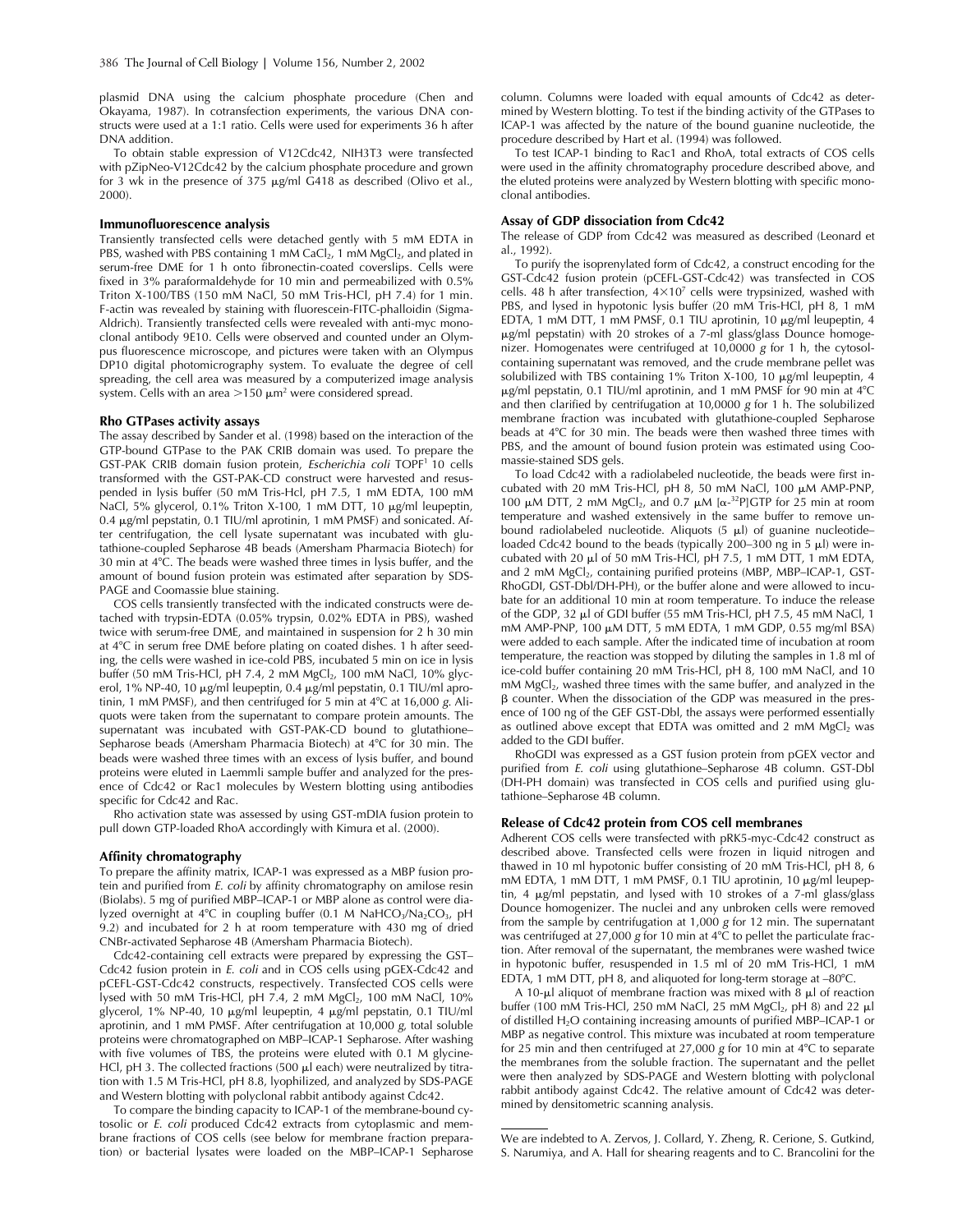plasmid DNA using the calcium phosphate procedure (Chen and Okayama, 1987). In cotransfection experiments, the various DNA constructs were used at a 1:1 ratio. Cells were used for experiments 36 h after DNA addition.

To obtain stable expression of V12Cdc42, NIH3T3 were transfected with pZipNeo-V12Cdc42 by the calcium phosphate procedure and grown for 3 wk in the presence of 375 μg/ml G418 as described (Olivo et al., 2000).

### Immunofluorescence analysis

Transiently transfected cells were detached gently with 5 mM EDTA in PBS, washed with PBS containing 1 mM $CaCl_2$, 1 mM $MgCl_2$, and plated in serum-free DME for 1 h onto fibronectin-coated coverslips. Cells were fixed in 3% paraformaldehyde for 10 min and permeabilized with 0.5% Triton X-100/TBS (150 mM NaCl, 50 mM Tris-HCl, pH 7.4) for 1 min. F-actin was revealed by staining with fluorescein-FITC-phalloidin (Sigma-Aldrich). Transiently transfected cells were revealed with anti-myc monoclonal antibody 9E10. Cells were observed and counted under an Olympus fluorescence microscope, and pictures were taken with an Olympus DP10 digital photomicrography system. To evaluate the degree of cell spreading, the cell area was measured by a computerized image analysis system. Cells with an area >150 $\mu m^2$ were considered spread.

### Rho GTPases activity assays

The assay described by Sander et al. (1998) based on the interaction of the GTP-bound GTPase to the PAK CRIB domain was used. To prepare the GST-PAK CRIB domain fusion protein, *Escherichia coli* TOPF[1] 10 cells transformed with the GST-PAK-CD construct were harvested and resuspended in lysis buffer (50 mM Tris-Hcl, pH 7.5, 1 mM EDTA, 100 mM NaCl, 5% glycerol, 0.1% Triton X-100, 1 mM DTT, 10 μg/ml leupeptin, 0.4 μg/ml pepstatin, 0.1 TIU/ml aprotinin, 1 mM PMSF) and sonicated. After centrifugation, the cell lysate supernatant was incubated with glutathione-coupled Sepharose 4B beads (Amersham Pharmacia Biotech) for 30 min at 4°C. The beads were washed three times in lysis buffer, and the amount of bound fusion protein was estimated after separation by SDS-PAGE and Coomassie blue staining.

COS cells transiently transfected with the indicated constructs were detached with trypsin-EDTA (0.05% trypsin, 0.02% EDTA in PBS), washed twice with serum-free DME, and maintained in suspension for 2 h 30 min at 4°C in serum free DME before plating on coated dishes. 1 h after seeding, the cells were washed in ice-cold PBS, incubated 5 min on ice in lysis buffer (50 mM Tris-HCl, pH 7.4, 2 mM $MgCl_2$, 100 mM NaCl, 10% glycerol, 1% NP-40, 10 μg/ml leupeptin, 0.4 μg/ml pepstatin, 0.1 TIU/ml aprotinin, 1 mM PMSF), and then centrifuged for 5 min at 4°C at 16,000 *g*. Aliquots were taken from the supernatant to compare protein amounts. The supernatant was incubated with GST-PAK-CD bound to glutathione–Sepharose beads (Amersham Pharmacia Biotech) at 4°C for 30 min. The beads were washed three times with an excess of lysis buffer, and bound proteins were eluted in Laemmli sample buffer and analyzed for the presence of Cdc42 or Rac1 molecules by Western blotting using antibodies specific for Cdc42 and Rac.

Rho activation state was assessed by using GST-mDIA fusion protein to pull down GTP-loaded RhoA accordingly with Kimura et al. (2000).

### Affinity chromatography

To prepare the affinity matrix, ICAP-1 was expressed as a MBP fusion protein and purified from *E. coli* by affinity chromatography on amilose resin (Biolabs). 5 mg of purified MBP–ICAP-1 or MBP alone as control were dialyzed overnight at 4°C in coupling buffer (0.1 M $NaHCO_3/Na_2CO_3$, pH 9.2) and incubated for 2 h at room temperature with 430 mg of dried CNBr-activated Sepharose 4B (Amersham Pharmacia Biotech).

Cdc42-containing cell extracts were prepared by expressing the GST–Cdc42 fusion protein in *E. coli* and in COS cells using pGEX-Cdc42 and pCEFL-GST-Cdc42 constructs, respectively. Transfected COS cells were lysed with 50 mM Tris-HCl, pH 7.4, 2 mM $MgCl_2$, 100 mM NaCl, 10% glycerol, 1% NP-40, 10 μg/ml leupeptin, 4 μg/ml pepstatin, 0.1 TIU/ml aprotinin, and 1 mM PMSF. After centrifugation at 10,000 *g*, total soluble proteins were chromatographed on MBP–ICAP-1 Sepharose. After washing with five volumes of TBS, the proteins were eluted with 0.1 M glycine-HCl, pH 3. The collected fractions (500 μl each) were neutralized by titration with 1.5 M Tris-HCl, pH 8.8, lyophilized, and analyzed by SDS-PAGE and Western blotting with polyclonal rabbit antibody against Cdc42.

To compare the binding capacity to ICAP-1 of the membrane-bound cytosolic or *E. coli* produced Cdc42 extracts from cytoplasmic and membrane fractions of COS cells (see below for membrane fraction preparation) or bacterial lysates were loaded on the MBP–ICAP-1 Sepharose column. Columns were loaded with equal amounts of Cdc42 as determined by Western blotting. To test if the binding activity of the GTPases to ICAP-1 was affected by the nature of the bound guanine nucleotide, the procedure described by Hart et al. (1994) was followed.

To test ICAP-1 binding to Rac1 and RhoA, total extracts of COS cells were used in the affinity chromatography procedure described above, and the eluted proteins were analyzed by Western blotting with specific monoclonal antibodies.

### Assay of GDP dissociation from Cdc42

The release of GDP from Cdc42 was measured as described (Leonard et al., 1992).

To purify the isoprenylated form of Cdc42, a construct encoding for the GST-Cdc42 fusion protein (pCEFL-GST-Cdc42) was transfected in COS cells. 48 h after transfection, $4\times10^7$ cells were trypsinized, washed with PBS, and lysed in hypotonic lysis buffer (20 mM Tris-HCl, pH 8, 1 mM EDTA, 1 mM DTT, 1 mM PMSF, 0.1 TIU aprotinin, 10 μg/ml leupeptin, 4 μg/ml pepstatin) with 20 strokes of a 7-ml glass/glass Dounce homogenizer. Homogenates were centrifuged at 10,0000 *g* for 1 h, the cytosol-containing supernatant was removed, and the crude membrane pellet was solubilized with TBS containing 1% Triton X-100, 10 μg/ml leupeptin, 4 μg/ml pepstatin, 0.1 TIU/ml aprotinin, and 1 mM PMSF for 90 min at 4°C and then clarified by centrifugation at 10,0000 *g* for 1 h. The solubilized membrane fraction was incubated with glutathione-coupled Sepharose beads at 4°C for 30 min. The beads were then washed three times with PBS, and the amount of bound fusion protein was estimated using Coomassie-stained SDS gels.

To load Cdc42 with a radiolabeled nucleotide, the beads were first incubated with 20 mM Tris-HCl, pH 8, 50 mM NaCl, 100 μM AMP-PNP, 100 μM DTT, 2 mM $MgCl_2$, and 0.7 μM [$\alpha$-$^{32}$P]GTP for 25 min at room temperature and washed extensively in the same buffer to remove unbound radiolabeled nucleotide. Aliquots (5 μl) of guanine nucleotide–loaded Cdc42 bound to the beads (typically 200–300 ng in 5 μl) were incubated with 20 μl of 50 mM Tris-HCl, pH 7.5, 1 mM DTT, 1 mM EDTA, and 2 mM $MgCl_2$, containing purified proteins (MBP, MBP–ICAP-1, GST-RhoGDI, GST-Dbl/DH-PH), or the buffer alone and were allowed to incubate for an additional 10 min at room temperature. To induce the release of the GDP, 32 μl of GDI buffer (55 mM Tris-HCl, pH 7.5, 45 mM NaCl, 1 mM AMP-PNP, 100 μM DTT, 5 mM EDTA, 1 mM GDP, 0.55 mg/ml BSA) were added to each sample. After the indicated time of incubation at room temperature, the reaction was stopped by diluting the samples in 1.8 ml of ice-cold buffer containing 20 mM Tris-HCl, pH 8, 100 mM NaCl, and 10 mM $MgCl_2$, washed three times with the same buffer, and analyzed in the β counter. When the dissociation of the GDP was measured in the presence of 100 ng of the GEF GST-Dbl, the assays were performed essentially as outlined above except that EDTA was omitted and 2 mM $MgCl_2$ was added to the GDI buffer.

RhoGDI was expressed as a GST fusion protein from pGEX vector and purified from *E. coli* using glutathione–Sepharose 4B column. GST-Dbl (DH-PH domain) was transfected in COS cells and purified using glutathione–Sepharose 4B column.

### Release of Cdc42 protein from COS cell membranes

Adherent COS cells were transfected with pRK5-myc-Cdc42 construct as described above. Transfected cells were frozen in liquid nitrogen and thawed in 10 ml hypotonic buffer consisting of 20 mM Tris-HCl, pH 8, 6 mM EDTA, 1 mM DTT, 1 mM PMSF, 0.1 TIU aprotinin, 10 μg/ml leupeptin, 4 μg/ml pepstatin, and lysed with 10 strokes of a 7-ml glass/glass Dounce homogenizer. The nuclei and any unbroken cells were removed from the sample by centrifugation at 1,000 *g* for 12 min. The supernatant was centrifuged at 27,000 *g* for 10 min at 4°C to pellet the particulate fraction. After removal of the supernatant, the membranes were washed twice in hypotonic buffer, resuspended in 1.5 ml of 20 mM Tris-HCl, 1 mM EDTA, 1 mM DTT, pH 8, and aliquoted for long-term storage at –80°C.

A 10-μl aliquot of membrane fraction was mixed with 8 μl of reaction buffer (100 mM Tris-HCl, 250 mM NaCl, 25 mM $MgCl_2$, pH 8) and 22 μl of distilled $H_2O$ containing increasing amounts of purified MBP–ICAP-1 or MBP as negative control. This mixture was incubated at room temperature for 25 min and then centrifuged at 27,000 *g* for 10 min at 4°C to separate the membranes from the soluble fraction. The supernatant and the pellet were then analyzed by SDS-PAGE and Western blotting with polyclonal rabbit antibody against Cdc42. The relative amount of Cdc42 was determined by densitometric scanning analysis.

---

We are indebted to A. Zervos, J. Collard, Y. Zheng, R. Cerione, S. Gutkind, S. Narumiya, and A. Hall for shearing reagents and to C. Brancolini for the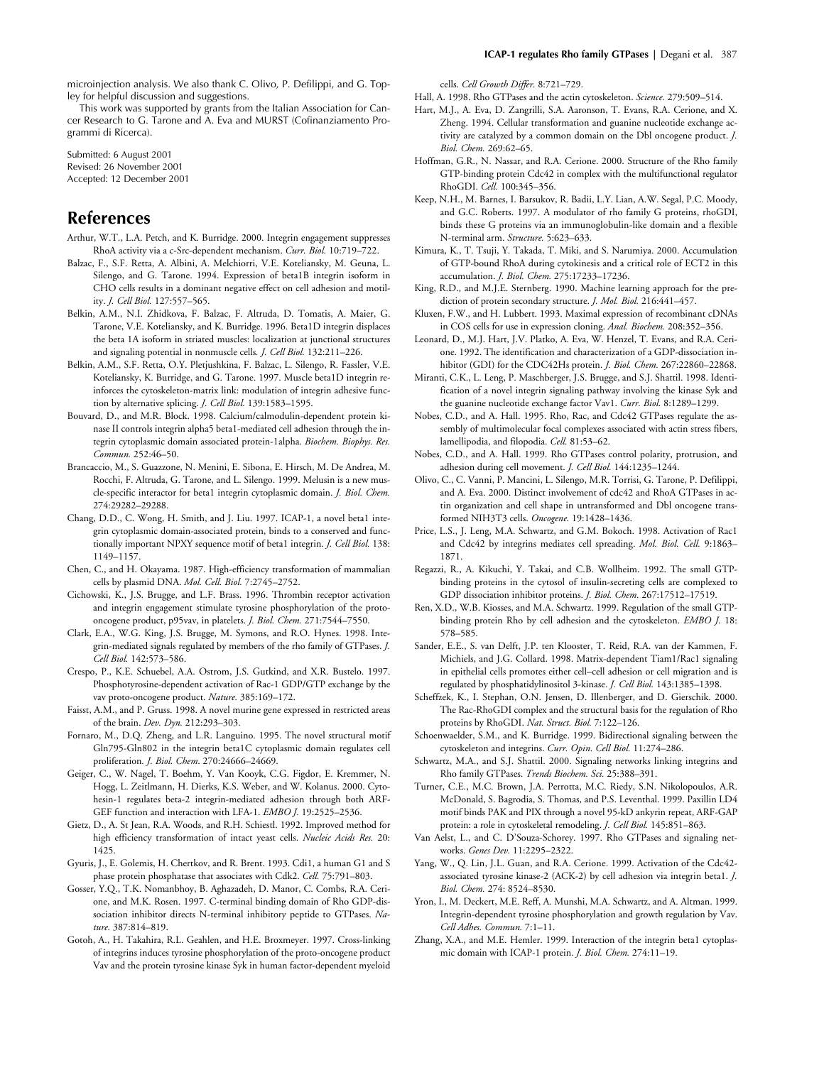microinjection analysis. We also thank C. Olivo, P. Defilippi, and G. Topley for helpful discussion and suggestions.

This work was supported by grants from the Italian Association for Cancer Research to G. Tarone and A. Eva and MURST (Cofinanziamento Programmi di Ricerca).

Submitted: 6 August 2001
Revised: 26 November 2001
Accepted: 12 December 2001

## References

Arthur, W.T., L.A. Petch, and K. Burridge. 2000. Integrin engagement suppresses RhoA activity via a c-Src-dependent mechanism. *Curr. Biol.* 10:719–722.

Balzac, F., S.F. Retta, A. Albini, A. Melchiorri, V.E. Koteliansky, M. Geuna, L. Silengo, and G. Tarone. 1994. Expression of beta1B integrin isoform in CHO cells results in a dominant negative effect on cell adhesion and motility. *J. Cell Biol.* 127:557–565.

Belkin, A.M., N.I. Zhidkova, F. Balzac, F. Altruda, D. Tomatis, A. Maier, G. Tarone, V.E. Koteliansky, and K. Burridge. 1996. Beta1D integrin displaces the beta 1A isoform in striated muscles: localization at junctional structures and signaling potential in nonmuscle cells. *J. Cell Biol.* 132:211–226.

Belkin, A.M., S.F. Retta, O.Y. Pletjushkina, F. Balzac, L. Silengo, R. Fassler, V.E. Koteliansky, K. Burridge, and G. Tarone. 1997. Muscle beta1D integrin reinforces the cytoskeleton-matrix link: modulation of integrin adhesive function by alternative splicing. *J. Cell Biol.* 139:1583–1595.

Bouvard, D., and M.R. Block. 1998. Calcium/calmodulin-dependent protein kinase II controls integrin alpha5 beta1-mediated cell adhesion through the integrin cytoplasmic domain associated protein-1alpha. *Biochem. Biophys. Res. Commun.* 252:46–50.

Brancaccio, M., S. Guazzone, N. Menini, E. Sibona, E. Hirsch, M. De Andrea, M. Rocchi, F. Altruda, G. Tarone, and L. Silengo. 1999. Melusin is a new muscle-specific interactor for beta1 integrin cytoplasmic domain. *J. Biol. Chem.* 274:29282–29288.

Chang, D.D., C. Wong, H. Smith, and J. Liu. 1997. ICAP-1, a novel beta1 integrin cytoplasmic domain-associated protein, binds to a conserved and functionally important NPXY sequence motif of beta1 integrin. *J. Cell Biol.* 138: 1149–1157.

Chen, C., and H. Okayama. 1987. High-efficiency transformation of mammalian cells by plasmid DNA. *Mol. Cell. Biol.* 7:2745–2752.

Cichowski, K., J.S. Brugge, and L.F. Brass. 1996. Thrombin receptor activation and integrin engagement stimulate tyrosine phosphorylation of the proto-oncogene product, p95vav, in platelets. *J. Biol. Chem.* 271:7544–7550.

Clark, E.A., W.G. King, J.S. Brugge, M. Symons, and R.O. Hynes. 1998. Integrin-mediated signals regulated by members of the rho family of GTPases. *J. Cell Biol.* 142:573–586.

Crespo, P., K.E. Schuebel, A.A. Ostrom, J.S. Gutkind, and X.R. Bustelo. 1997. Phosphotyrosine-dependent activation of Rac-1 GDP/GTP exchange by the vav proto-oncogene product. *Nature.* 385:169–172.

Faisst, A.M., and P. Gruss. 1998. A novel murine gene expressed in restricted areas of the brain. *Dev. Dyn.* 212:293–303.

Fornaro, M., D.Q. Zheng, and L.R. Languino. 1995. The novel structural motif Gln795-Gln802 in the integrin beta1C cytoplasmic domain regulates cell proliferation. *J. Biol. Chem.* 270:24666–24669.

Geiger, C., W. Nagel, T. Boehm, Y. Van Kooyk, C.G. Figdor, E. Kremmer, N. Hogg, L. Zeitlmann, H. Dierks, K.S. Weber, and W. Kolanus. 2000. Cytohesin-1 regulates beta-2 integrin-mediated adhesion through both ARF-GEF function and interaction with LFA-1. *EMBO J.* 19:2525–2536.

Gietz, D., A. St Jean, R.A. Woods, and R.H. Schiestl. 1992. Improved method for high efficiency transformation of intact yeast cells. *Nucleic Acids Res.* 20: 1425.

Gyuris, J., E. Golemis, H. Chertkov, and R. Brent. 1993. Cdi1, a human G1 and S phase protein phosphatase that associates with Cdk2. *Cell.* 75:791–803.

Gosser, Y.Q., T.K. Nomanbhoy, B. Aghazadeh, D. Manor, C. Combs, R.A. Cerione, and M.K. Rosen. 1997. C-terminal binding domain of Rho GDP-dissociation inhibitor directs N-terminal inhibitory peptide to GTPases. *Nature.* 387:814–819.

Gotoh, A., H. Takahira, R.L. Geahlen, and H.E. Broxmeyer. 1997. Cross-linking of integrins induces tyrosine phosphorylation of the proto-oncogene product Vav and the protein tyrosine kinase Syk in human factor-dependent myeloid cells. *Cell Growth Differ.* 8:721–729.

Hall, A. 1998. Rho GTPases and the actin cytoskeleton. *Science.* 279:509–514.

Hart, M.J., A. Eva, D. Zangrilli, S.A. Aaronson, T. Evans, R.A. Cerione, and X. Zheng. 1994. Cellular transformation and guanine nucleotide exchange activity are catalyzed by a common domain on the Dbl oncogene product. *J. Biol. Chem.* 269:62–65.

Hoffman, G.R., N. Nassar, and R.A. Cerione. 2000. Structure of the Rho family GTP-binding protein Cdc42 in complex with the multifunctional regulator RhoGDI. *Cell.* 100:345–356.

Keep, N.H., M. Barnes, I. Barsukov, R. Badii, L.Y. Lian, A.W. Segal, P.C. Moody, and G.C. Roberts. 1997. A modulator of rho family G proteins, rhoGDI, binds these G proteins via an immunoglobulin-like domain and a flexible N-terminal arm. *Structure.* 5:623–633.

Kimura, K., T. Tsuji, Y. Takada, T. Miki, and S. Narumiya. 2000. Accumulation of GTP-bound RhoA during cytokinesis and a critical role of ECT2 in this accumulation. *J. Biol. Chem.* 275:17233–17236.

King, R.D., and M.J.E. Sternberg. 1990. Machine learning approach for the prediction of protein secondary structure. *J. Mol. Biol.* 216:441–457.

Kluxen, F.W., and H. Lubbert. 1993. Maximal expression of recombinant cDNAs in COS cells for use in expression cloning. *Anal. Biochem.* 208:352–356.

Leonard, D., M.J. Hart, J.V. Platko, A. Eva, W. Henzel, T. Evans, and R.A. Cerione. 1992. The identification and characterization of a GDP-dissociation inhibitor (GDI) for the CDC42Hs protein. *J. Biol. Chem.* 267:22860–22868.

Miranti, C.K., L. Leng, P. Maschberger, J.S. Brugge, and S.J. Shattil. 1998. Identification of a novel integrin signaling pathway involving the kinase Syk and the guanine nucleotide exchange factor Vav1. *Curr. Biol.* 8:1289–1299.

Nobes, C.D., and A. Hall. 1995. Rho, Rac, and Cdc42 GTPases regulate the assembly of multimolecular focal complexes associated with actin stress fibers, lamellipodia, and filopodia. *Cell.* 81:53–62.

Nobes, C.D., and A. Hall. 1999. Rho GTPases control polarity, protrusion, and adhesion during cell movement. *J. Cell Biol.* 144:1235–1244.

Olivo, C., C. Vanni, P. Mancini, L. Silengo, M.R. Torrisi, G. Tarone, P. Defilippi, and A. Eva. 2000. Distinct involvement of cdc42 and RhoA GTPases in actin organization and cell shape in untransformed and Dbl oncogene transformed NIH3T3 cells. *Oncogene.* 19:1428–1436.

Price, L.S., J. Leng, M.A. Schwartz, and G.M. Bokoch. 1998. Activation of Rac1 and Cdc42 by integrins mediates cell spreading. *Mol. Biol. Cell.* 9:1863–1871.

Regazzi, R., A. Kikuchi, Y. Takai, and C.B. Wollheim. 1992. The small GTP-binding proteins in the cytosol of insulin-secreting cells are complexed to GDP dissociation inhibitor proteins. *J. Biol. Chem.* 267:17512–17519.

Ren, X.D., W.B. Kiosses, and M.A. Schwartz. 1999. Regulation of the small GTP-binding protein Rho by cell adhesion and the cytoskeleton. *EMBO J.* 18: 578–585.

Sander, E.E., S. van Delft, J.P. ten Klooster, T. Reid, R.A. van der Kammen, F. Michiels, and J.G. Collard. 1998. Matrix-dependent Tiam1/Rac1 signaling in epithelial cells promotes either cell–cell adhesion or cell migration and is regulated by phosphatidylinositol 3-kinase. *J. Cell Biol.* 143:1385–1398.

Scheffzek, K., I. Stephan, O.N. Jensen, D. Illenberger, and D. Gierschik. 2000. The Rac-RhoGDI complex and the structural basis for the regulation of Rho proteins by RhoGDI. *Nat. Struct. Biol.* 7:122–126.

Schoenwaelder, S.M., and K. Burridge. 1999. Bidirectional signaling between the cytoskeleton and integrins. *Curr. Opin. Cell Biol.* 11:274–286.

Schwartz, M.A., and S.J. Shattil. 2000. Signaling networks linking integrins and Rho family GTPases. *Trends Biochem. Sci.* 25:388–391.

Turner, C.E., M.C. Brown, J.A. Perrotta, M.C. Riedy, S.N. Nikolopoulos, A.R. McDonald, S. Bagrodia, S. Thomas, and P.S. Leventhal. 1999. Paxillin LD4 motif binds PAK and PIX through a novel 95-kD ankyrin repeat, ARF-GAP protein: a role in cytoskeletal remodeling. *J. Cell Biol.* 145:851–863.

Van Aelst, L., and C. D'Souza-Schorey. 1997. Rho GTPases and signaling networks. *Genes Dev.* 11:2295–2322.

Yang, W., Q. Lin, J.L. Guan, and R.A. Cerione. 1999. Activation of the Cdc42-associated tyrosine kinase-2 (ACK-2) by cell adhesion via integrin beta1. *J. Biol. Chem.* 274: 8524–8530.

Yron, I., M. Deckert, M.E. Reff, A. Munshi, M.A. Schwartz, and A. Altman. 1999. Integrin-dependent tyrosine phosphorylation and growth regulation by Vav. *Cell Adhes. Commun.* 7:1–11.

Zhang, X.A., and M.E. Hemler. 1999. Interaction of the integrin beta1 cytoplasmic domain with ICAP-1 protein. *J. Biol. Chem.* 274:11–19.